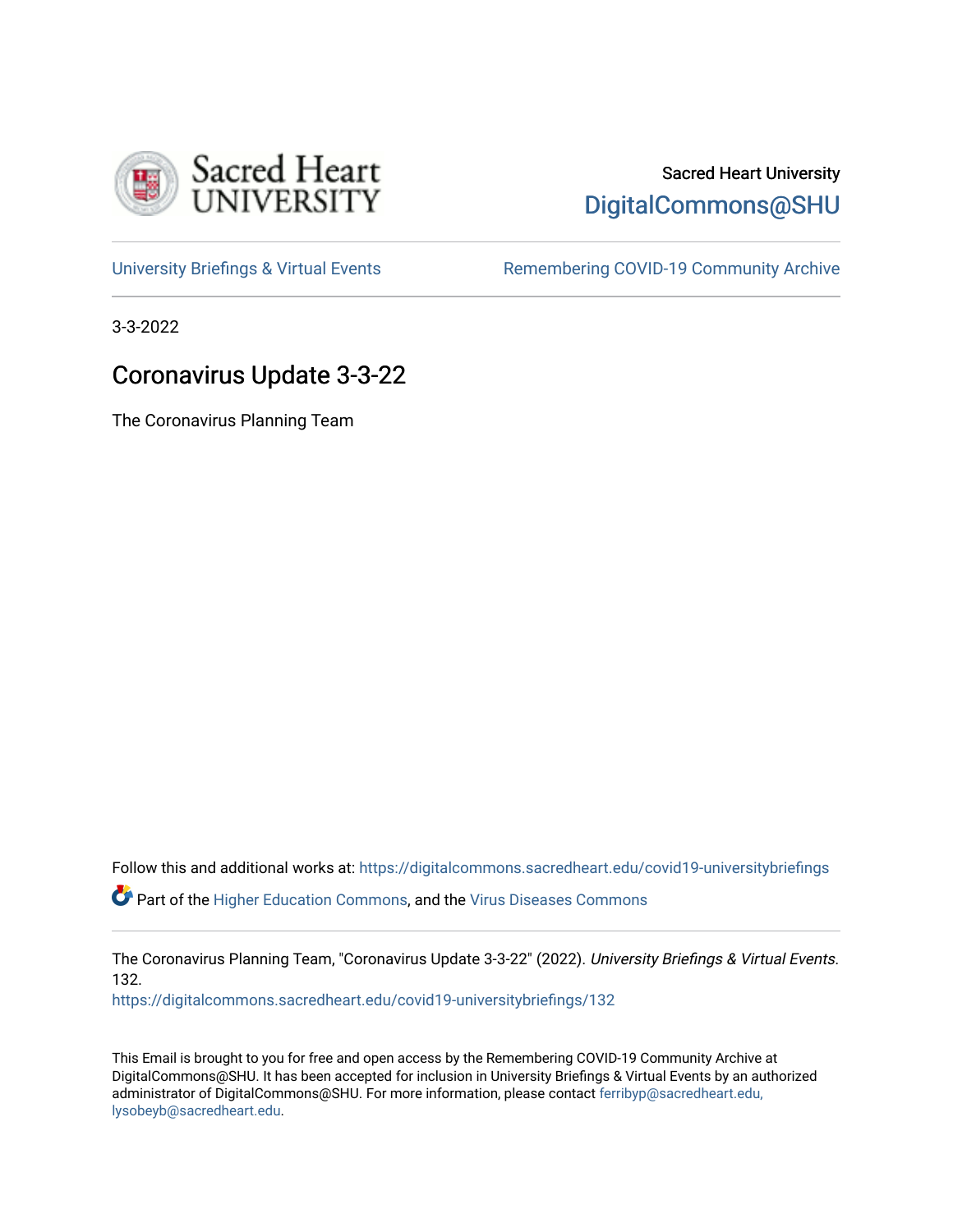Sacred Heart University

DigitalCommons@SHU

University Briefings & Virtual Events

Remembering COVID-19 Community Archive

3-3-2022

# Coronavirus Update 3-3-22

The Coronavirus Planning Team

Follow this and additional works at: https://digitalcommons.sacredheart.edu/covid19-universitybriefings

Part of the Higher Education Commons, and the Virus Diseases Commons

The Coronavirus Planning Team, "Coronavirus Update 3-3-22" (2022). *University Briefings & Virtual Events*. 132.
https://digitalcommons.sacredheart.edu/covid19-universitybriefings/132

This Email is brought to you for free and open access by the Remembering COVID-19 Community Archive at DigitalCommons@SHU. It has been accepted for inclusion in University Briefings & Virtual Events by an authorized administrator of DigitalCommons@SHU. For more information, please contact ferribyp@sacredheart.edu, lysobeyb@sacredheart.edu.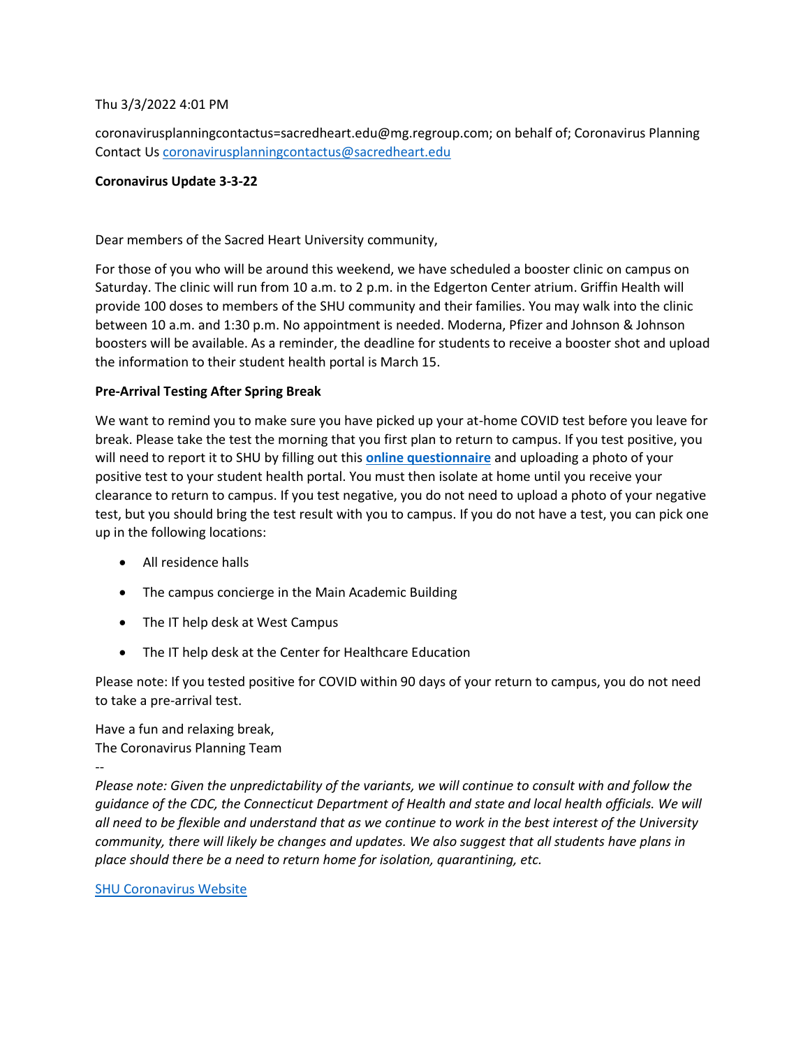Thu 3/3/2022 4:01 PM

coronavirusplanningcontactus=sacredheart.edu@mg.regroup.com; on behalf of; Coronavirus Planning Contact Us coronavirusplanningcontactus@sacredheart.edu

**Coronavirus Update 3-3-22**

Dear members of the Sacred Heart University community,

For those of you who will be around this weekend, we have scheduled a booster clinic on campus on Saturday. The clinic will run from 10 a.m. to 2 p.m. in the Edgerton Center atrium. Griffin Health will provide 100 doses to members of the SHU community and their families. You may walk into the clinic between 10 a.m. and 1:30 p.m. No appointment is needed. Moderna, Pfizer and Johnson & Johnson boosters will be available. As a reminder, the deadline for students to receive a booster shot and upload the information to their student health portal is March 15.

**Pre-Arrival Testing After Spring Break**

We want to remind you to make sure you have picked up your at-home COVID test before you leave for break. Please take the test the morning that you first plan to return to campus. If you test positive, you will need to report it to SHU by filling out this **online questionnaire** and uploading a photo of your positive test to your student health portal. You must then isolate at home until you receive your clearance to return to campus. If you test negative, you do not need to upload a photo of your negative test, but you should bring the test result with you to campus. If you do not have a test, you can pick one up in the following locations:

- All residence halls
- The campus concierge in the Main Academic Building
- The IT help desk at West Campus
- The IT help desk at the Center for Healthcare Education

Please note: If you tested positive for COVID within 90 days of your return to campus, you do not need to take a pre-arrival test.

Have a fun and relaxing break,
The Coronavirus Planning Team

--

*Please note: Given the unpredictability of the variants, we will continue to consult with and follow the guidance of the CDC, the Connecticut Department of Health and state and local health officials. We will all need to be flexible and understand that as we continue to work in the best interest of the University community, there will likely be changes and updates. We also suggest that all students have plans in place should there be a need to return home for isolation, quarantining, etc.*

SHU Coronavirus Website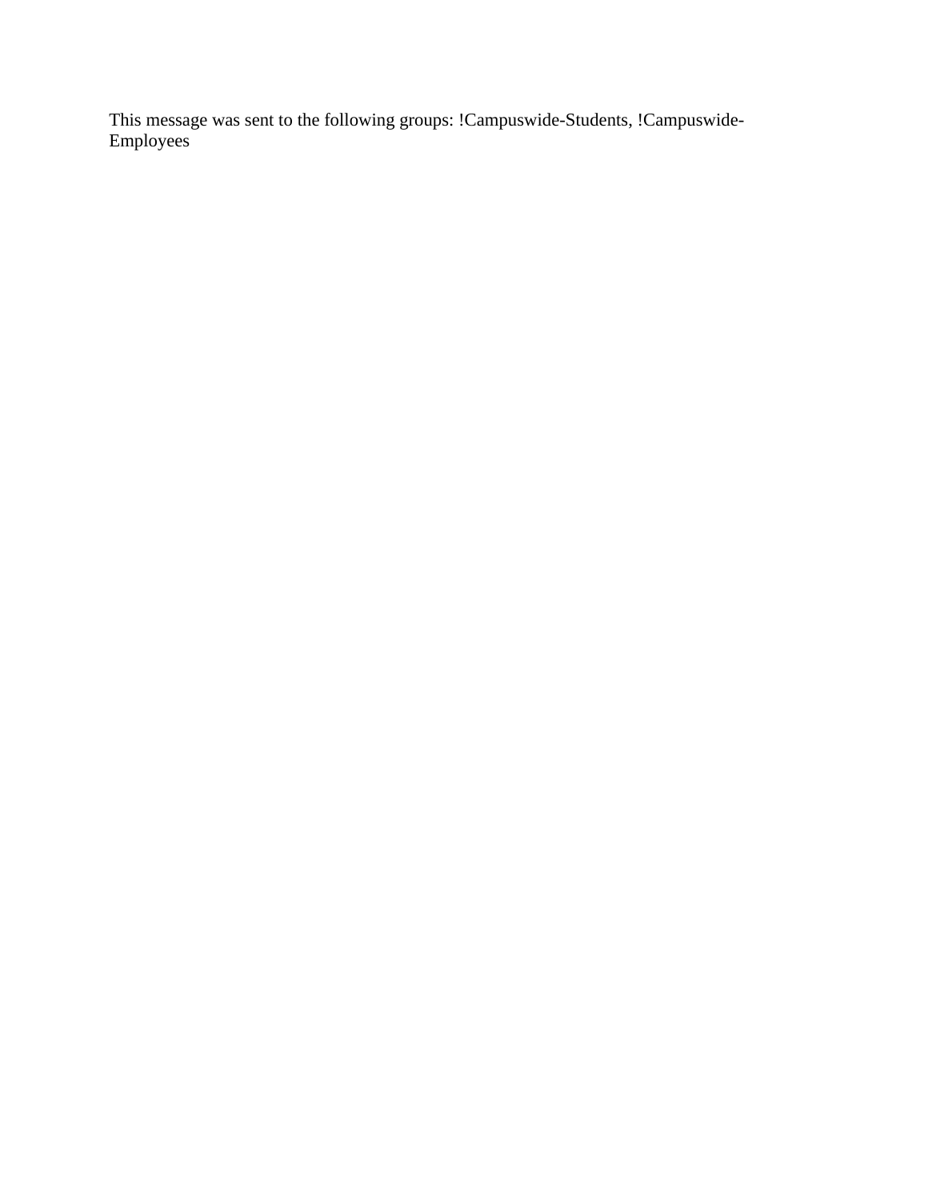This message was sent to the following groups: !Campuswide-Students, !Campuswide-Employees